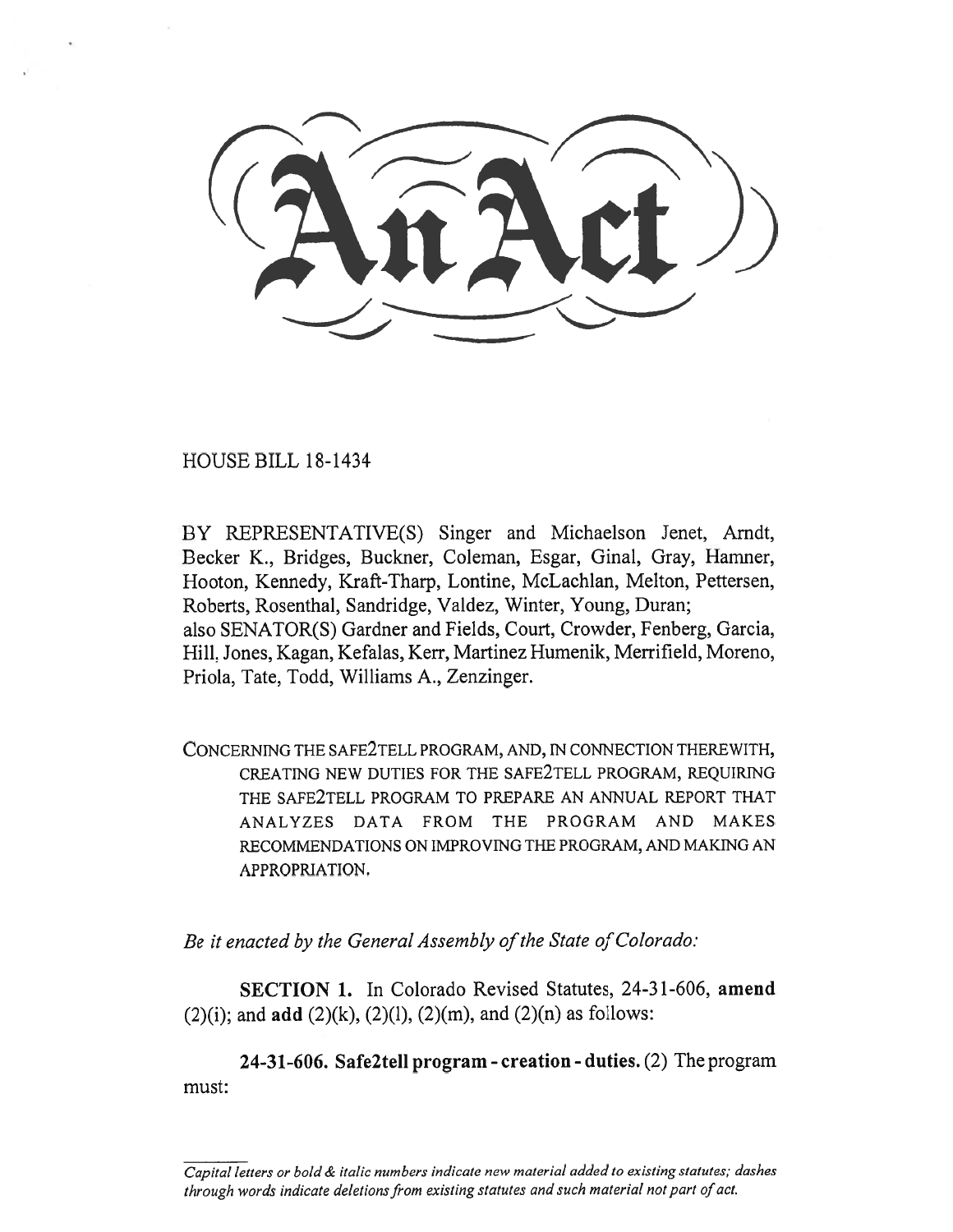# An Act

HOUSE BILL 18-1434

BY REPRESENTATIVE(S) Singer and Michaelson Jenet, Arndt, Becker K., Bridges, Buckner, Coleman, Esgar, Ginal, Gray, Hamner, Hooton, Kennedy, Kraft-Tharp, Lontine, McLachlan, Melton, Pettersen, Roberts, Rosenthal, Sandridge, Valdez, Winter, Young, Duran;
also SENATOR(S) Gardner and Fields, Court, Crowder, Fenberg, Garcia, Hill, Jones, Kagan, Kefalas, Kerr, Martinez Humenik, Merrifield, Moreno, Priola, Tate, Todd, Williams A., Zenzinger.

CONCERNING THE SAFE2TELL PROGRAM, AND, IN CONNECTION THEREWITH, CREATING NEW DUTIES FOR THE SAFE2TELL PROGRAM, REQUIRING THE SAFE2TELL PROGRAM TO PREPARE AN ANNUAL REPORT THAT ANALYZES DATA FROM THE PROGRAM AND MAKES RECOMMENDATIONS ON IMPROVING THE PROGRAM, AND MAKING AN APPROPRIATION.

*Be it enacted by the General Assembly of the State of Colorado:*

**SECTION 1.** In Colorado Revised Statutes, 24-31-606, **amend** (2)(i); and **add** (2)(k), (2)(l), (2)(m), and (2)(n) as follows:

**24-31-606. Safe2tell program - creation - duties.** (2) The program must:

*Capital letters or bold & italic numbers indicate new material added to existing statutes; dashes through words indicate deletions from existing statutes and such material not part of act.*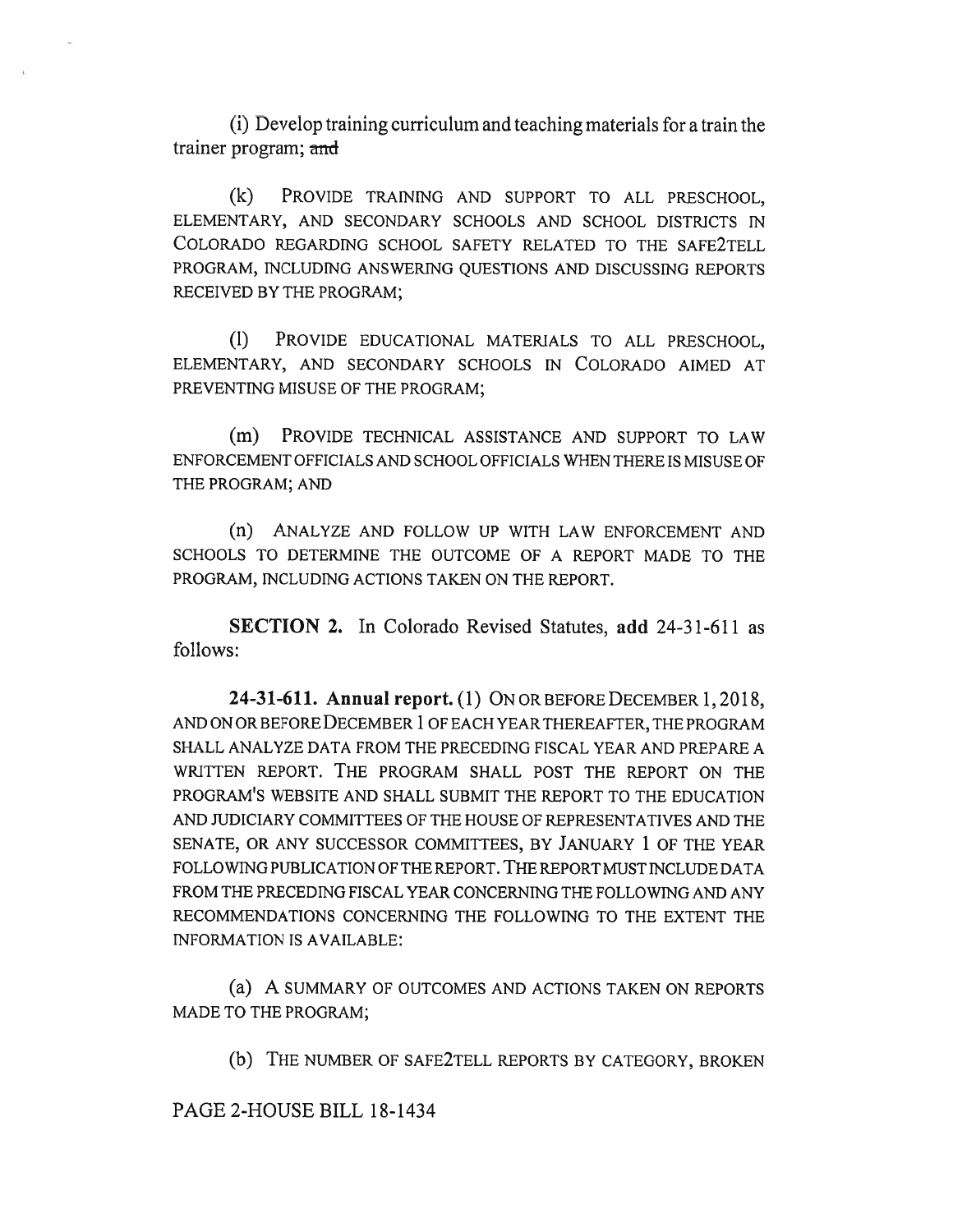(i) Develop training curriculum and teaching materials for a train the trainer program; ~~and~~

(k) PROVIDE TRAINING AND SUPPORT TO ALL PRESCHOOL, ELEMENTARY, AND SECONDARY SCHOOLS AND SCHOOL DISTRICTS IN COLORADO REGARDING SCHOOL SAFETY RELATED TO THE SAFE2TELL PROGRAM, INCLUDING ANSWERING QUESTIONS AND DISCUSSING REPORTS RECEIVED BY THE PROGRAM;

(l) PROVIDE EDUCATIONAL MATERIALS TO ALL PRESCHOOL, ELEMENTARY, AND SECONDARY SCHOOLS IN COLORADO AIMED AT PREVENTING MISUSE OF THE PROGRAM;

(m) PROVIDE TECHNICAL ASSISTANCE AND SUPPORT TO LAW ENFORCEMENT OFFICIALS AND SCHOOL OFFICIALS WHEN THERE IS MISUSE OF THE PROGRAM; AND

(n) ANALYZE AND FOLLOW UP WITH LAW ENFORCEMENT AND SCHOOLS TO DETERMINE THE OUTCOME OF A REPORT MADE TO THE PROGRAM, INCLUDING ACTIONS TAKEN ON THE REPORT.

**SECTION 2.** In Colorado Revised Statutes, **add** 24-31-611 as follows:

**24-31-611. Annual report.** (1) ON OR BEFORE DECEMBER 1, 2018, AND ON OR BEFORE DECEMBER 1 OF EACH YEAR THEREAFTER, THE PROGRAM SHALL ANALYZE DATA FROM THE PRECEDING FISCAL YEAR AND PREPARE A WRITTEN REPORT. THE PROGRAM SHALL POST THE REPORT ON THE PROGRAM'S WEBSITE AND SHALL SUBMIT THE REPORT TO THE EDUCATION AND JUDICIARY COMMITTEES OF THE HOUSE OF REPRESENTATIVES AND THE SENATE, OR ANY SUCCESSOR COMMITTEES, BY JANUARY 1 OF THE YEAR FOLLOWING PUBLICATION OF THE REPORT. THE REPORT MUST INCLUDE DATA FROM THE PRECEDING FISCAL YEAR CONCERNING THE FOLLOWING AND ANY RECOMMENDATIONS CONCERNING THE FOLLOWING TO THE EXTENT THE INFORMATION IS AVAILABLE:

(a) A SUMMARY OF OUTCOMES AND ACTIONS TAKEN ON REPORTS MADE TO THE PROGRAM;

(b) THE NUMBER OF SAFE2TELL REPORTS BY CATEGORY, BROKEN

PAGE 2-HOUSE BILL 18-1434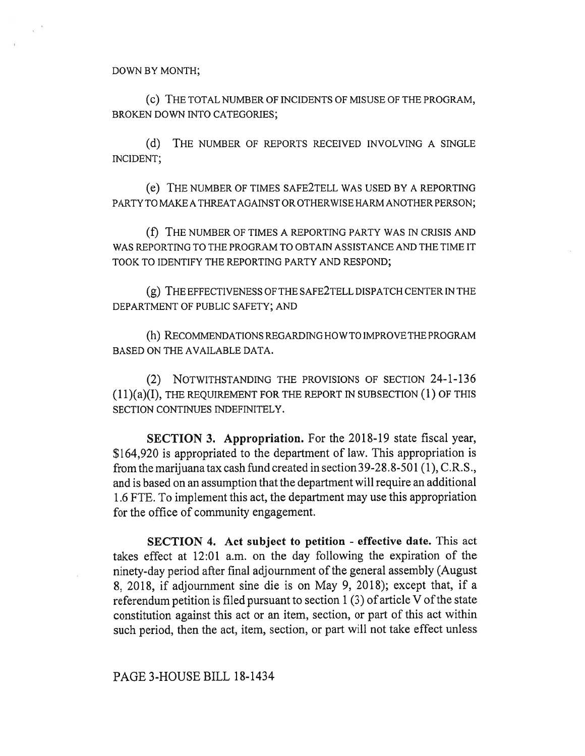DOWN BY MONTH;

(c) THE TOTAL NUMBER OF INCIDENTS OF MISUSE OF THE PROGRAM, BROKEN DOWN INTO CATEGORIES;

(d) THE NUMBER OF REPORTS RECEIVED INVOLVING A SINGLE INCIDENT;

(e) THE NUMBER OF TIMES SAFE2TELL WAS USED BY A REPORTING PARTY TO MAKE A THREAT AGAINST OR OTHERWISE HARM ANOTHER PERSON;

(f) THE NUMBER OF TIMES A REPORTING PARTY WAS IN CRISIS AND WAS REPORTING TO THE PROGRAM TO OBTAIN ASSISTANCE AND THE TIME IT TOOK TO IDENTIFY THE REPORTING PARTY AND RESPOND;

(g) THE EFFECTIVENESS OF THE SAFE2TELL DISPATCH CENTER IN THE DEPARTMENT OF PUBLIC SAFETY; AND

(h) RECOMMENDATIONS REGARDING HOW TO IMPROVE THE PROGRAM BASED ON THE AVAILABLE DATA.

(2) NOTWITHSTANDING THE PROVISIONS OF SECTION 24-1-136 (11)(a)(I), THE REQUIREMENT FOR THE REPORT IN SUBSECTION (1) OF THIS SECTION CONTINUES INDEFINITELY.

**SECTION 3. Appropriation.** For the 2018-19 state fiscal year, $164,920 is appropriated to the department of law. This appropriation is from the marijuana tax cash fund created in section 39-28.8-501 (1), C.R.S., and is based on an assumption that the department will require an additional 1.6 FTE. To implement this act, the department may use this appropriation for the office of community engagement.

**SECTION 4. Act subject to petition - effective date.** This act takes effect at 12:01 a.m. on the day following the expiration of the ninety-day period after final adjournment of the general assembly (August 8, 2018, if adjournment sine die is on May 9, 2018); except that, if a referendum petition is filed pursuant to section 1 (3) of article V of the state constitution against this act or an item, section, or part of this act within such period, then the act, item, section, or part will not take effect unless

PAGE 3-HOUSE BILL 18-1434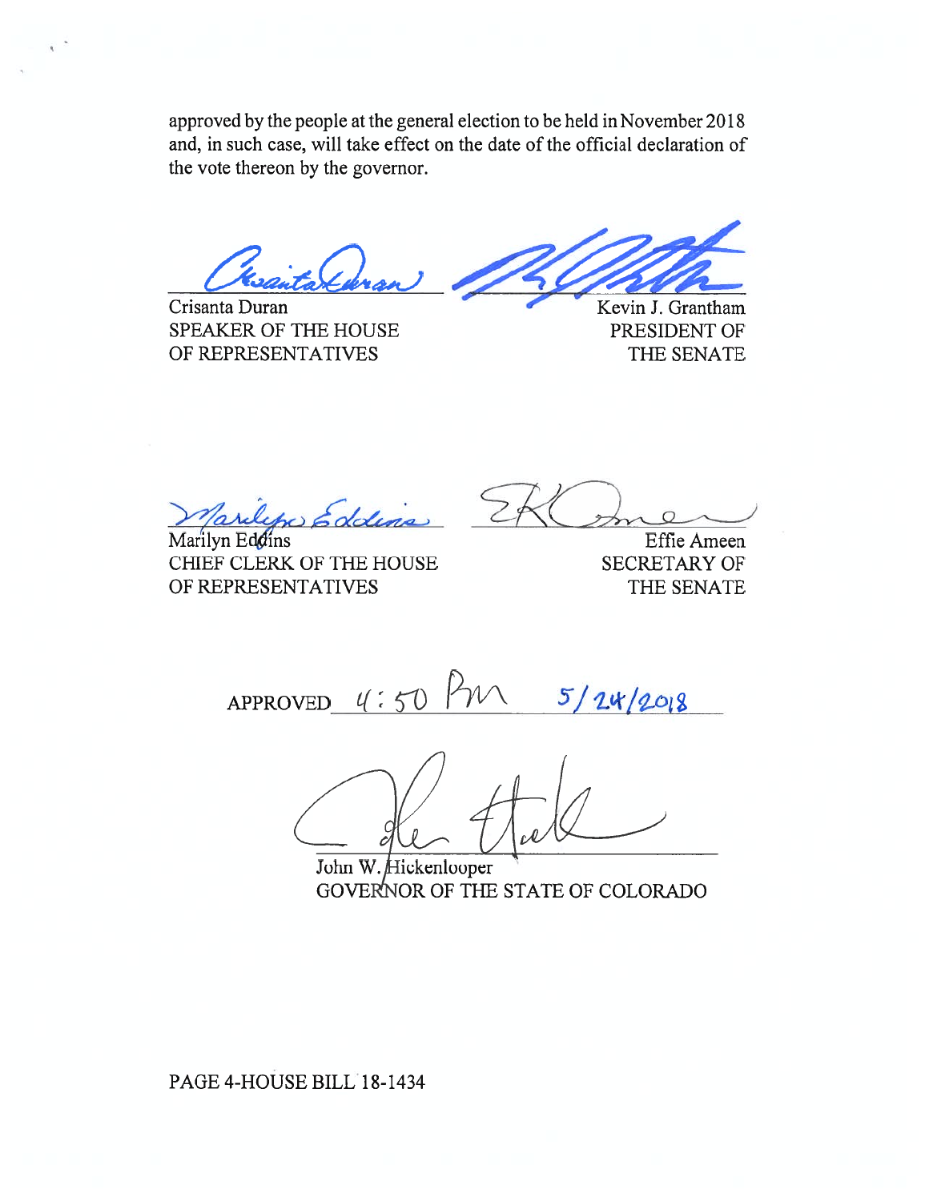approved by the people at the general election to be held in November 2018 and, in such case, will take effect on the date of the official declaration of the vote thereon by the governor.

| | |
|---|---|
| Crisanta Duran<br>SPEAKER OF THE HOUSE<br>OF REPRESENTATIVES | Kevin J. Grantham<br>PRESIDENT OF<br>THE SENATE |
| Marilyn Eddins<br>CHIEF CLERK OF THE HOUSE<br>OF REPRESENTATIVES | Effie Ameen<br>SECRETARY OF<br>THE SENATE |

APPROVED 4:50 PM 5/24/2018

John W. Hickenlooper
GOVERNOR OF THE STATE OF COLORADO

PAGE 4-HOUSE BILL 18-1434